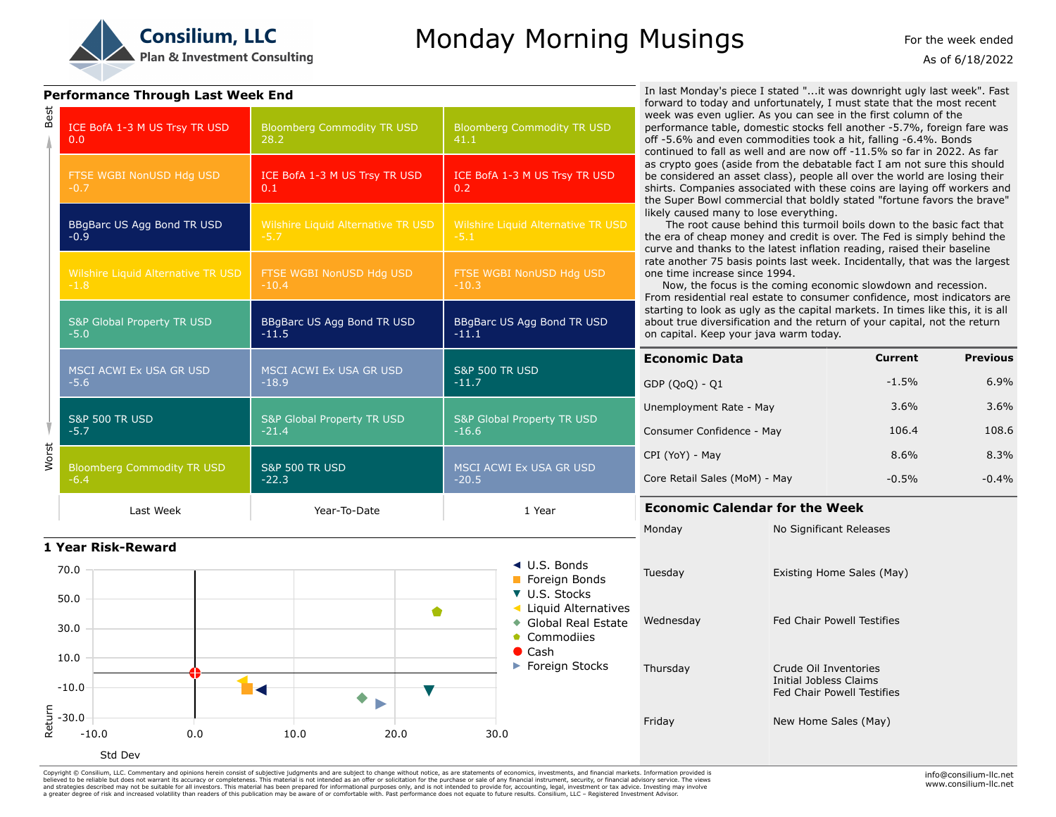Consilium, LLC
Plan & Investment Consulting

# Monday Morning Musings

For the week ended
As of 6/18/2022

## Performance Through Last Week End

| | Last Week | Year-To-Date | 1 Year |
|---|---|---|---|
| Best | ICE BofA 1-3 M US Trsy TR USD 0.0 | Bloomberg Commodity TR USD 28.2 | Bloomberg Commodity TR USD 41.1 |
| | FTSE WGBI NonUSD Hdg USD -0.7 | ICE BofA 1-3 M US Trsy TR USD 0.1 | ICE BofA 1-3 M US Trsy TR USD 0.2 |
| | BBgBarc US Agg Bond TR USD -0.9 | Wilshire Liquid Alternative TR USD -5.7 | Wilshire Liquid Alternative TR USD -5.1 |
| | Wilshire Liquid Alternative TR USD -1.8 | FTSE WGBI NonUSD Hdg USD -10.4 | FTSE WGBI NonUSD Hdg USD -10.3 |
| | S&P Global Property TR USD -5.0 | BBgBarc US Agg Bond TR USD -11.5 | BBgBarc US Agg Bond TR USD -11.1 |
| | MSCI ACWI Ex USA GR USD -5.6 | MSCI ACWI Ex USA GR USD -18.9 | S&P 500 TR USD -11.7 |
| | S&P 500 TR USD -5.7 | S&P Global Property TR USD -21.4 | S&P Global Property TR USD -16.6 |
| Worst | Bloomberg Commodity TR USD -6.4 | S&P 500 TR USD -22.3 | MSCI ACWI Ex USA GR USD -20.5 |

## 1 Year Risk-Reward

Return
70.0
50.0
30.0
10.0
-10.0
-30.0
-10.0
0.0
10.0
20.0
30.0
Std Dev

U.S. Bonds
Foreign Bonds
U.S. Stocks
Liquid Alternatives
Global Real Estate
Commodiies
Cash
Foreign Stocks

In last Monday's piece I stated "...it was downright ugly last week". Fast forward to today and unfortunately, I must state that the most recent week was even uglier. As you can see in the first column of the performance table, domestic stocks fell another -5.7%, foreign fare was off -5.6% and even commodities took a hit, falling -6.4%. Bonds continued to fall as well and are now off -11.5% so far in 2022. As far as crypto goes (aside from the debatable fact I am not sure this should be considered an asset class), people all over the world are losing their shirts. Companies associated with these coins are laying off workers and the Super Bowl commercial that boldly stated "fortune favors the brave" likely caused many to lose everything.

The root cause behind this turmoil boils down to the basic fact that the era of cheap money and credit is over. The Fed is simply behind the curve and thanks to the latest inflation reading, raised their baseline rate another 75 basis points last week. Incidentally, that was the largest one time increase since 1994.

Now, the focus is the coming economic slowdown and recession. From residential real estate to consumer confidence, most indicators are starting to look as ugly as the capital markets. In times like this, it is all about true diversification and the return of your capital, not the return on capital. Keep your java warm today.

## Economic Data

| Economic Data | Current | Previous |
|---|---|---|
| GDP (QoQ) - Q1 | -1.5% | 6.9% |
| Unemployment Rate - May | 3.6% | 3.6% |
| Consumer Confidence - May | 106.4 | 108.6 |
| CPI (YoY) - May | 8.6% | 8.3% |
| Core Retail Sales (MoM) - May | -0.5% | -0.4% |

## Economic Calendar for the Week

| | |
|---|---|
| Monday | No Significant Releases |
| Tuesday | Existing Home Sales (May) |
| Wednesday | Fed Chair Powell Testifies |
| Thursday | Crude Oil Inventories<br>Initial Jobless Claims<br>Fed Chair Powell Testifies |
| Friday | New Home Sales (May) |

Copyright © Consilium, LLC. Commentary and opinions herein consist of subjective judgments and are subject to change without notice, as are statements of economics, investments, and financial markets. Information provided is believed to be reliable but does not warrant its accuracy or completeness. This material is not intended as an offer or solicitation for the purchase or sale of any financial instrument, security, or financial advisory service. The views and strategies described may not be suitable for all investors. This material has been prepared for informational purposes only, and is not intended to provide for, accounting, legal, investment or tax advice. Investing may involve a greater degree of risk and increased volatility than readers of this publication may be aware of or comfortable with. Past performance does not equate to future results. Consilium, LLC – Registered Investment Advisor.

info@consilium-llc.net
www.consilium-llc.net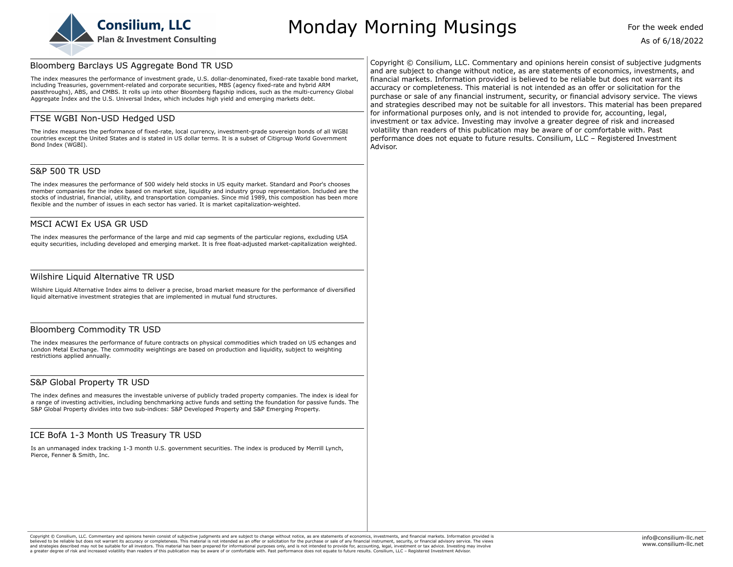## Bloomberg Barclays US Aggregate Bond TR USD

The index measures the performance of investment grade, U.S. dollar-denominated, fixed-rate taxable bond market, including Treasuries, government-related and corporate securities, MBS (agency fixed-rate and hybrid ARM passthroughs), ABS, and CMBS. It rolls up into other Bloomberg flagship indices, such as the multi-currency Global Aggregate Index and the U.S. Universal Index, which includes high yield and emerging markets debt.

## FTSE WGBI Non-USD Hedged USD

The index measures the performance of fixed-rate, local currency, investment-grade sovereign bonds of all WGBI countries except the United States and is stated in US dollar terms. It is a subset of Citigroup World Government Bond Index (WGBI).

## S&P 500 TR USD

The index measures the performance of 500 widely held stocks in US equity market. Standard and Poor's chooses member companies for the index based on market size, liquidity and industry group representation. Included are the stocks of industrial, financial, utility, and transportation companies. Since mid 1989, this composition has been more flexible and the number of issues in each sector has varied. It is market capitalization-weighted.

## MSCI ACWI Ex USA GR USD

The index measures the performance of the large and mid cap segments of the particular regions, excluding USA equity securities, including developed and emerging market. It is free float-adjusted market-capitalization weighted.

## Wilshire Liquid Alternative TR USD

Wilshire Liquid Alternative Index aims to deliver a precise, broad market measure for the performance of diversified liquid alternative investment strategies that are implemented in mutual fund structures.

## Bloomberg Commodity TR USD

The index measures the performance of future contracts on physical commodities which traded on US echanges and London Metal Exchange. The commodity weightings are based on production and liquidity, subject to weighting restrictions applied annually.

## S&P Global Property TR USD

The index defines and measures the investable universe of publicly traded property companies. The index is ideal for a range of investing activities, including benchmarking active funds and setting the foundation for passive funds. The S&P Global Property divides into two sub-indices: S&P Developed Property and S&P Emerging Property.

## ICE BofA 1-3 Month US Treasury TR USD

Is an unmanaged index tracking 1-3 month U.S. government securities. The index is produced by Merrill Lynch, Pierce, Fenner & Smith, Inc.

Copyright © Consilium, LLC. Commentary and opinions herein consist of subjective judgments and are subject to change without notice, as are statements of economics, investments, and financial markets. Information provided is believed to be reliable but does not warrant its accuracy or completeness. This material is not intended as an offer or solicitation for the purchase or sale of any financial instrument, security, or financial advisory service. The views and strategies described may not be suitable for all investors. This material has been prepared for informational purposes only, and is not intended to provide for, accounting, legal, investment or tax advice. Investing may involve a greater degree of risk and increased volatility than readers of this publication may be aware of or comfortable with. Past performance does not equate to future results. Consilium, LLC – Registered Investment Advisor.